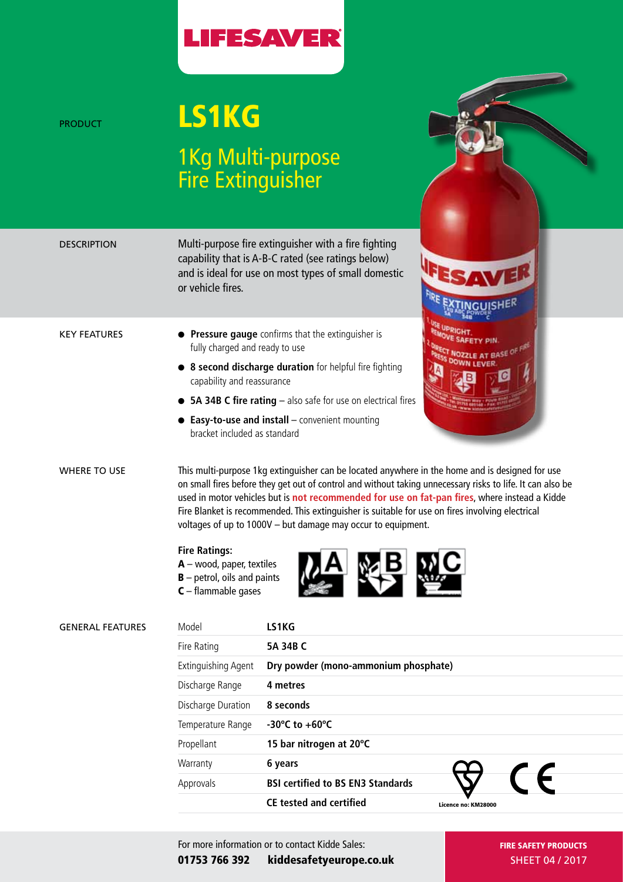# LIFESAVER

PRODUCT

# LS1KG

## 1Kg Multi-purpose Fire Extinguisher

DESCRIPTION

Multi-purpose fire extinguisher with a fire fighting capability that is A-B-C rated (see ratings below) and is ideal for use on most types of small domestic or vehicle fires.

KEY FEATURES

- **Pressure gauge** confirms that the extinguisher is fully charged and ready to use
- **8 second discharge duration** for helpful fire fighting capability and reassurance
- **5A 34B C fire rating** – also safe for use on electrical fires
- **Easy-to-use and install** – convenient mounting bracket included as standard

WHERE TO USE

This multi-purpose 1kg extinguisher can be located anywhere in the home and is designed for use on small fires before they get out of control and without taking unnecessary risks to life. It can also be used in motor vehicles but is **not recommended for use on fat-pan fires**, where instead a Kidde Fire Blanket is recommended. This extinguisher is suitable for use on fires involving electrical voltages of up to 1000V – but damage may occur to equipment.

**Fire Ratings:**

**A** – wood, paper, textiles
**B** – petrol, oils and paints
**C** – flammable gases

GENERAL FEATURES

| Model | **LS1KG** |
|---|---|
| Fire Rating | **5A 34B C** |
| Extinguishing Agent | **Dry powder (mono-ammonium phosphate)** |
| Discharge Range | **4 metres** |
| Discharge Duration | **8 seconds** |
| Temperature Range | **-30°C to +60°C** |
| Propellant | **15 bar nitrogen at 20°C** |
| Warranty | **6 years** |
| Approvals | **BSI certified to BS EN3 Standards** |
| | **CE tested and certified** |

Licence no: KM28000

For more information or to contact Kidde Sales:
**01753 766 392** **kiddesafetyeurope.co.uk**

FIRE SAFETY PRODUCTS
SHEET 04 / 2017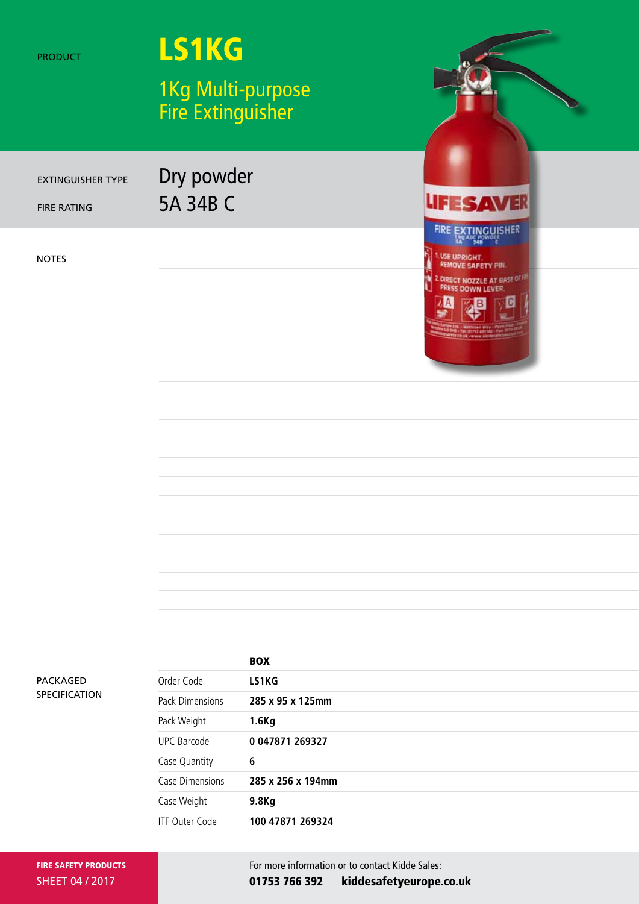PRODUCT

# LS1KG

## 1Kg Multi-purpose Fire Extinguisher

EXTINGUISHER TYPE: Dry powder

FIRE RATING: 5A 34B C

NOTES

PACKAGED SPECIFICATION

| | BOX |
|---|---|
| Order Code | LS1KG |
| Pack Dimensions | 285 x 95 x 125mm |
| Pack Weight | 1.6Kg |
| UPC Barcode | 0 047871 269327 |
| Case Quantity | 6 |
| Case Dimensions | 285 x 256 x 194mm |
| Case Weight | 9.8Kg |
| ITF Outer Code | 100 47871 269324 |

**FIRE SAFETY PRODUCTS**
SHEET 04 / 2017

For more information or to contact Kidde Sales:
**01753 766 392** **kiddesafetyeurope.co.uk**